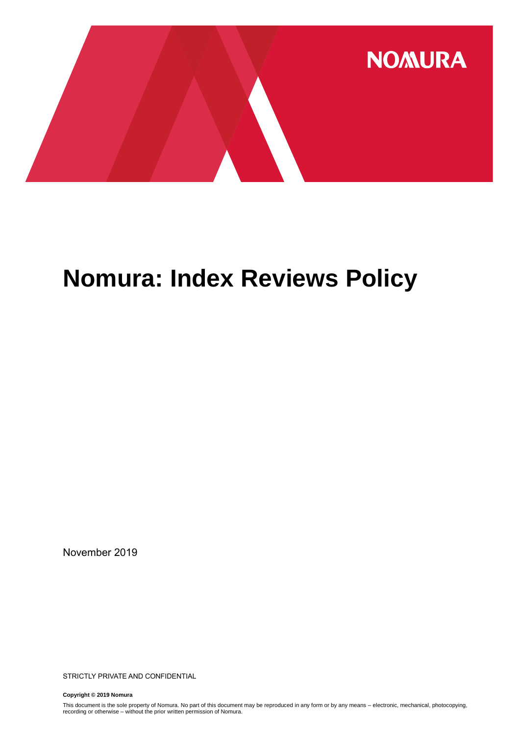# Nomura: Index Reviews Policy

November 2019

STRICTLY PRIVATE AND CONFIDENTIAL

**Copyright © 2019 Nomura**

This document is the sole property of Nomura. No part of this document may be reproduced in any form or by any means – electronic, mechanical, photocopying, recording or otherwise – without the prior written permission of Nomura.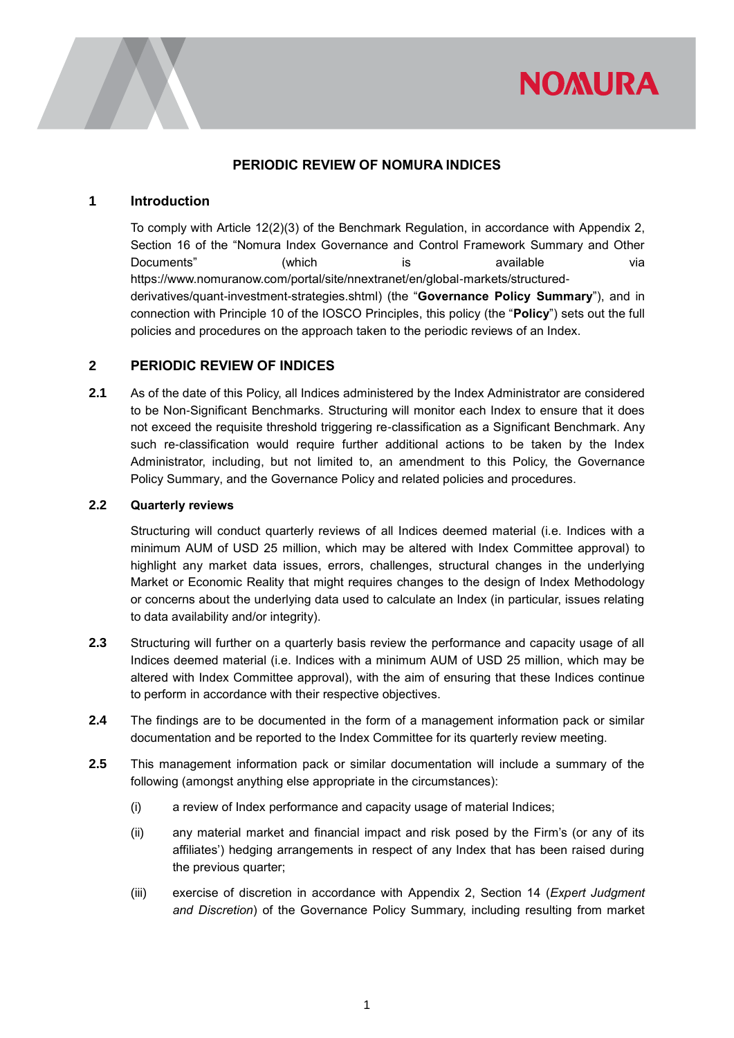# PERIODIC REVIEW OF NOMURA INDICES

## 1 Introduction

To comply with Article 12(2)(3) of the Benchmark Regulation, in accordance with Appendix 2, Section 16 of the "Nomura Index Governance and Control Framework Summary and Other Documents" (which is available via https://www.nomuranow.com/portal/site/nnextranet/en/global-markets/structured-derivatives/quant-investment-strategies.shtml) (the "**Governance Policy Summary**"), and in connection with Principle 10 of the IOSCO Principles, this policy (the "**Policy**") sets out the full policies and procedures on the approach taken to the periodic reviews of an Index.

## 2 PERIODIC REVIEW OF INDICES

**2.1** As of the date of this Policy, all Indices administered by the Index Administrator are considered to be Non-Significant Benchmarks. Structuring will monitor each Index to ensure that it does not exceed the requisite threshold triggering re-classification as a Significant Benchmark. Any such re-classification would require further additional actions to be taken by the Index Administrator, including, but not limited to, an amendment to this Policy, the Governance Policy Summary, and the Governance Policy and related policies and procedures.

**2.2 Quarterly reviews**

Structuring will conduct quarterly reviews of all Indices deemed material (i.e. Indices with a minimum AUM of USD 25 million, which may be altered with Index Committee approval) to highlight any market data issues, errors, challenges, structural changes in the underlying Market or Economic Reality that might requires changes to the design of Index Methodology or concerns about the underlying data used to calculate an Index (in particular, issues relating to data availability and/or integrity).

**2.3** Structuring will further on a quarterly basis review the performance and capacity usage of all Indices deemed material (i.e. Indices with a minimum AUM of USD 25 million, which may be altered with Index Committee approval), with the aim of ensuring that these Indices continue to perform in accordance with their respective objectives.

**2.4** The findings are to be documented in the form of a management information pack or similar documentation and be reported to the Index Committee for its quarterly review meeting.

**2.5** This management information pack or similar documentation will include a summary of the following (amongst anything else appropriate in the circumstances):

(i) a review of Index performance and capacity usage of material Indices;

(ii) any material market and financial impact and risk posed by the Firm's (or any of its affiliates') hedging arrangements in respect of any Index that has been raised during the previous quarter;

(iii) exercise of discretion in accordance with Appendix 2, Section 14 (*Expert Judgment and Discretion*) of the Governance Policy Summary, including resulting from market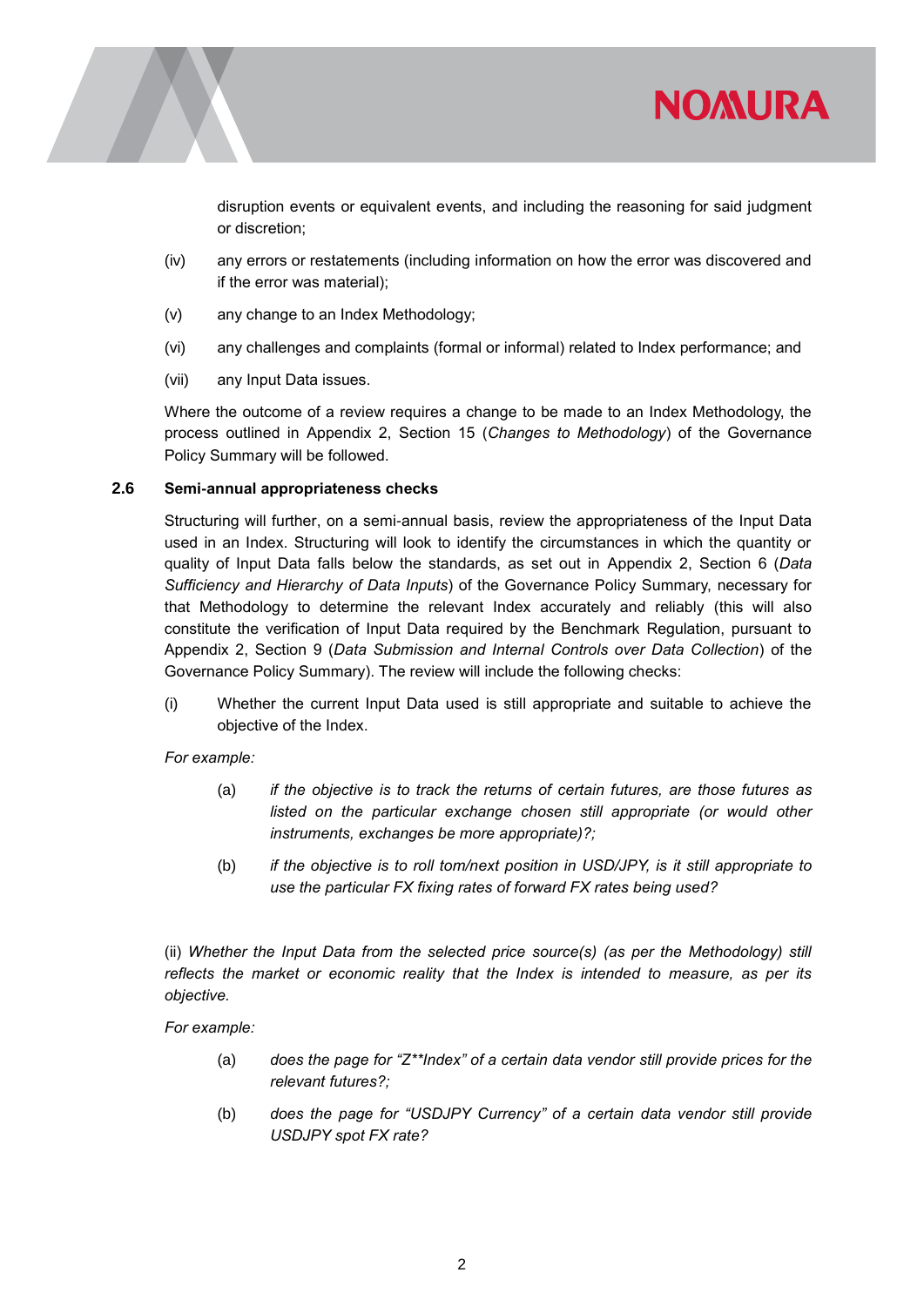disruption events or equivalent events, and including the reasoning for said judgment or discretion;

(iv) any errors or restatements (including information on how the error was discovered and if the error was material);

(v) any change to an Index Methodology;

(vi) any challenges and complaints (formal or informal) related to Index performance; and

(vii) any Input Data issues.

Where the outcome of a review requires a change to be made to an Index Methodology, the process outlined in Appendix 2, Section 15 (*Changes to Methodology*) of the Governance Policy Summary will be followed.

### 2.6 Semi-annual appropriateness checks

Structuring will further, on a semi-annual basis, review the appropriateness of the Input Data used in an Index. Structuring will look to identify the circumstances in which the quantity or quality of Input Data falls below the standards, as set out in Appendix 2, Section 6 (*Data Sufficiency and Hierarchy of Data Inputs*) of the Governance Policy Summary, necessary for that Methodology to determine the relevant Index accurately and reliably (this will also constitute the verification of Input Data required by the Benchmark Regulation, pursuant to Appendix 2, Section 9 (*Data Submission and Internal Controls over Data Collection*) of the Governance Policy Summary). The review will include the following checks:

(i) Whether the current Input Data used is still appropriate and suitable to achieve the objective of the Index.

*For example:*

(a) *if the objective is to track the returns of certain futures, are those futures as listed on the particular exchange chosen still appropriate (or would other instruments, exchanges be more appropriate)?;*

(b) *if the objective is to roll tom/next position in USD/JPY, is it still appropriate to use the particular FX fixing rates of forward FX rates being used?*

(ii) *Whether the Input Data from the selected price source(s) (as per the Methodology) still reflects the market or economic reality that the Index is intended to measure, as per its objective.*

*For example:*

(a) *does the page for "Z**Index" of a certain data vendor still provide prices for the relevant futures?;*

(b) *does the page for "USDJPY Currency" of a certain data vendor still provide USDJPY spot FX rate?*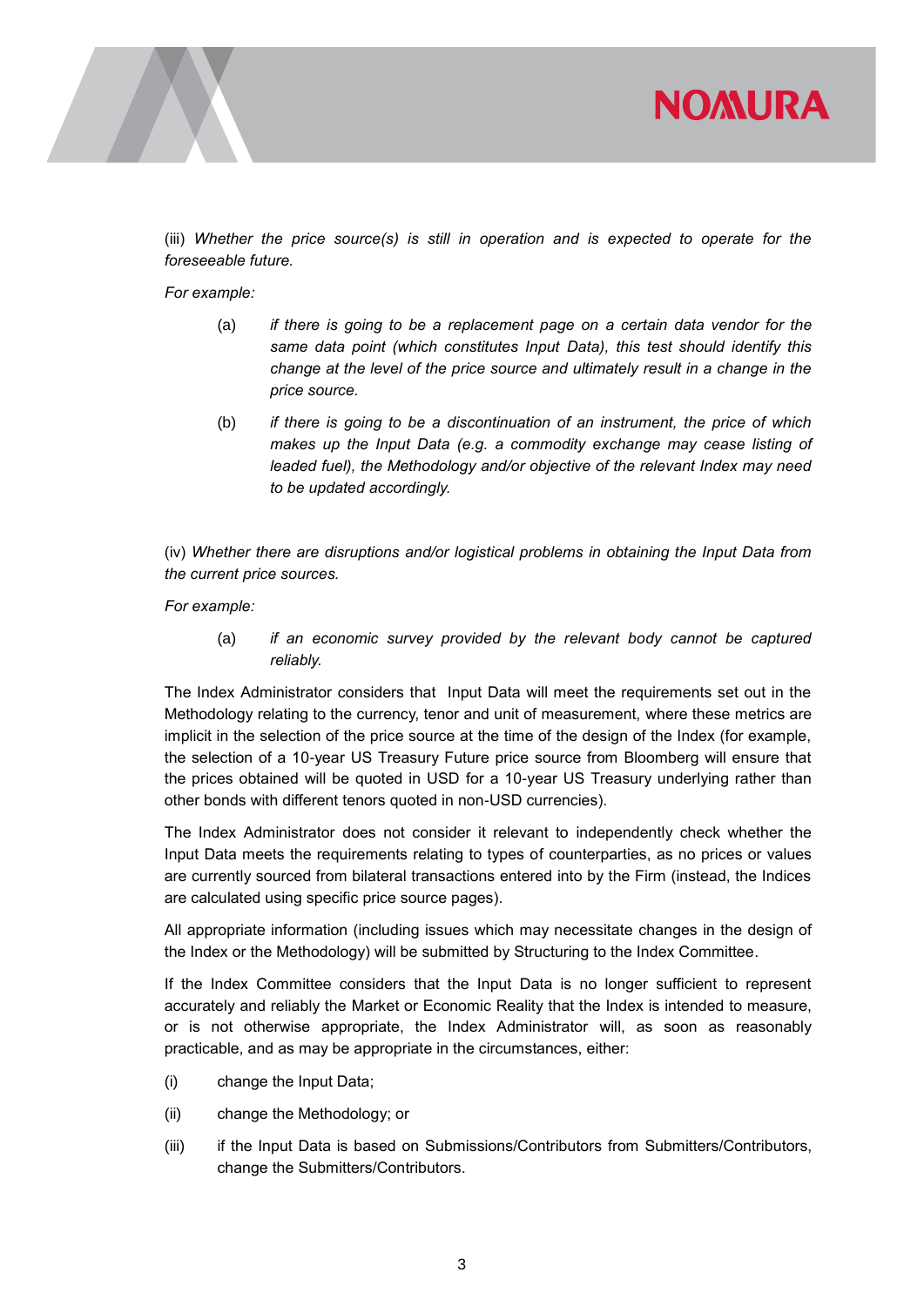(iii) *Whether the price source(s) is still in operation and is expected to operate for the foreseeable future.*

*For example:*

(a) *if there is going to be a replacement page on a certain data vendor for the same data point (which constitutes Input Data), this test should identify this change at the level of the price source and ultimately result in a change in the price source.*

(b) *if there is going to be a discontinuation of an instrument, the price of which makes up the Input Data (e.g. a commodity exchange may cease listing of leaded fuel), the Methodology and/or objective of the relevant Index may need to be updated accordingly.*

(iv) *Whether there are disruptions and/or logistical problems in obtaining the Input Data from the current price sources.*

*For example:*

(a) *if an economic survey provided by the relevant body cannot be captured reliably.*

The Index Administrator considers that Input Data will meet the requirements set out in the Methodology relating to the currency, tenor and unit of measurement, where these metrics are implicit in the selection of the price source at the time of the design of the Index (for example, the selection of a 10-year US Treasury Future price source from Bloomberg will ensure that the prices obtained will be quoted in USD for a 10-year US Treasury underlying rather than other bonds with different tenors quoted in non-USD currencies).

The Index Administrator does not consider it relevant to independently check whether the Input Data meets the requirements relating to types of counterparties, as no prices or values are currently sourced from bilateral transactions entered into by the Firm (instead, the Indices are calculated using specific price source pages).

All appropriate information (including issues which may necessitate changes in the design of the Index or the Methodology) will be submitted by Structuring to the Index Committee.

If the Index Committee considers that the Input Data is no longer sufficient to represent accurately and reliably the Market or Economic Reality that the Index is intended to measure, or is not otherwise appropriate, the Index Administrator will, as soon as reasonably practicable, and as may be appropriate in the circumstances, either:

(i) change the Input Data;

(ii) change the Methodology; or

(iii) if the Input Data is based on Submissions/Contributors from Submitters/Contributors, change the Submitters/Contributors.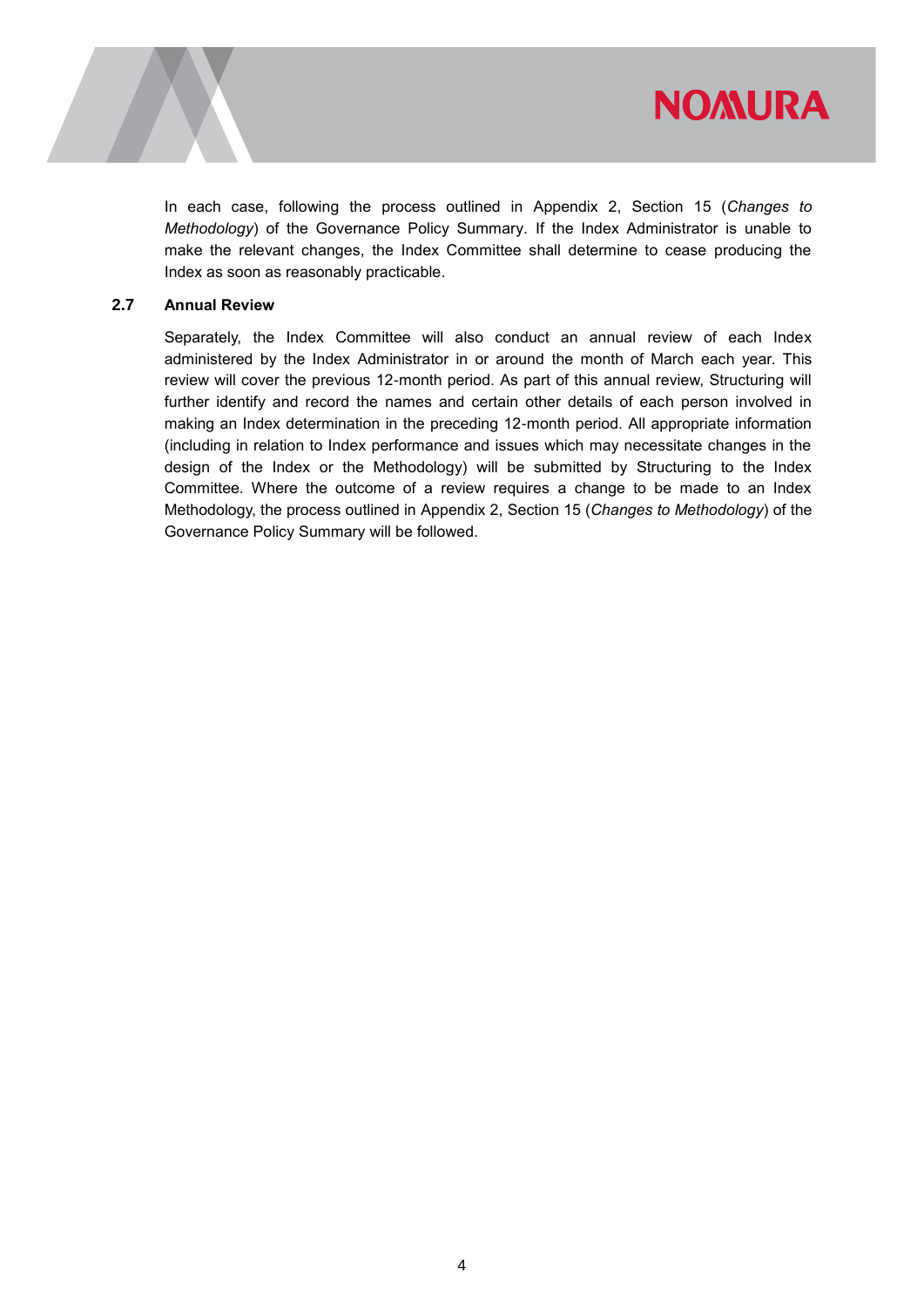In each case, following the process outlined in Appendix 2, Section 15 (*Changes to Methodology*) of the Governance Policy Summary. If the Index Administrator is unable to make the relevant changes, the Index Committee shall determine to cease producing the Index as soon as reasonably practicable.

### 2.7 Annual Review

Separately, the Index Committee will also conduct an annual review of each Index administered by the Index Administrator in or around the month of March each year. This review will cover the previous 12-month period. As part of this annual review, Structuring will further identify and record the names and certain other details of each person involved in making an Index determination in the preceding 12-month period. All appropriate information (including in relation to Index performance and issues which may necessitate changes in the design of the Index or the Methodology) will be submitted by Structuring to the Index Committee. Where the outcome of a review requires a change to be made to an Index Methodology, the process outlined in Appendix 2, Section 15 (*Changes to Methodology*) of the Governance Policy Summary will be followed.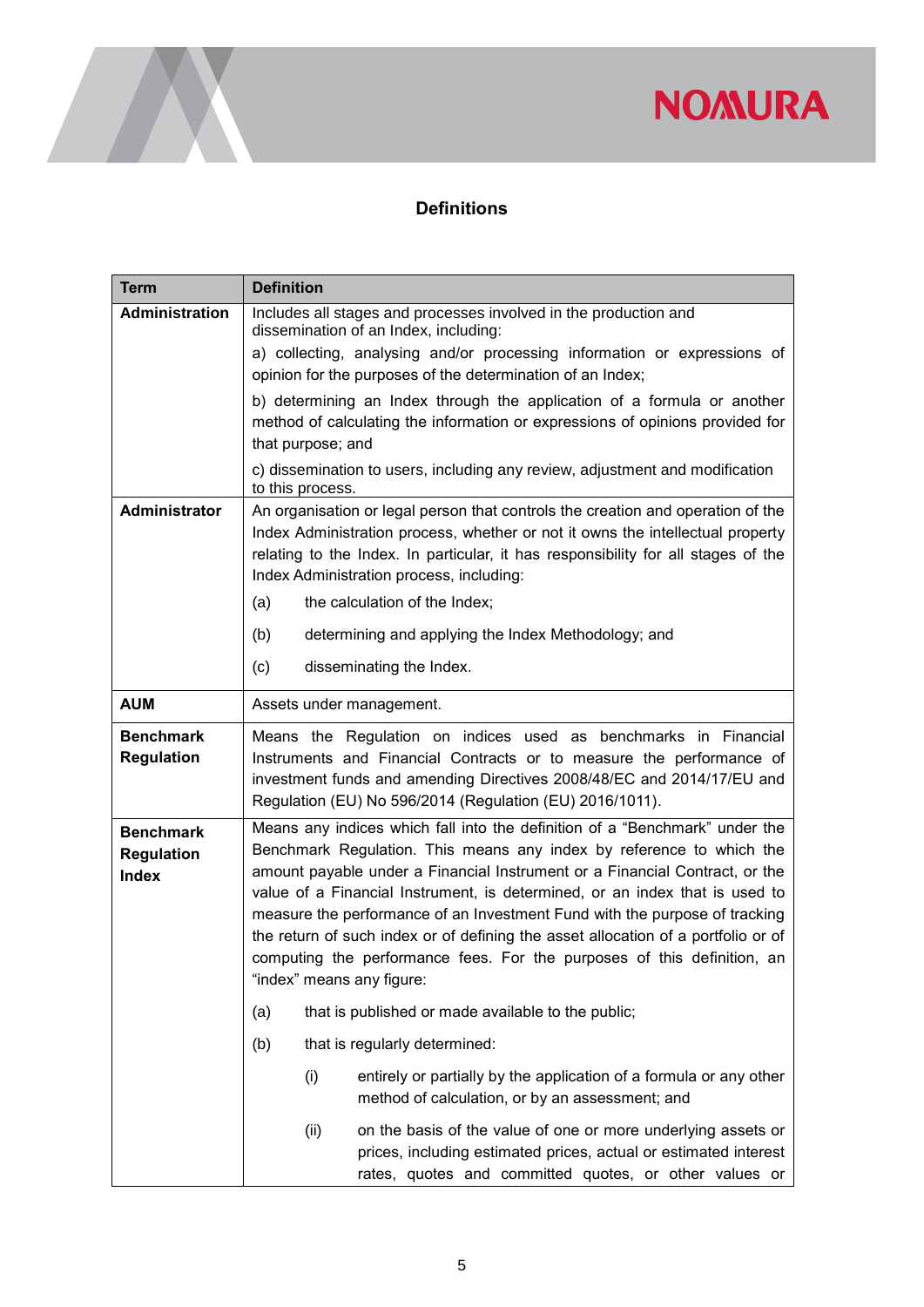## Definitions

| Term | Definition |
| --- | --- |
| **Administration** | Includes all stages and processes involved in the production and dissemination of an Index, including:<br>a) collecting, analysing and/or processing information or expressions of opinion for the purposes of the determination of an Index;<br>b) determining an Index through the application of a formula or another method of calculating the information or expressions of opinions provided for that purpose; and<br>c) dissemination to users, including any review, adjustment and modification to this process. |
| **Administrator** | An organisation or legal person that controls the creation and operation of the Index Administration process, whether or not it owns the intellectual property relating to the Index. In particular, it has responsibility for all stages of the Index Administration process, including:<br>(a) the calculation of the Index;<br>(b) determining and applying the Index Methodology; and<br>(c) disseminating the Index. |
| **AUM** | Assets under management. |
| **Benchmark Regulation** | Means the Regulation on indices used as benchmarks in Financial Instruments and Financial Contracts or to measure the performance of investment funds and amending Directives 2008/48/EC and 2014/17/EU and Regulation (EU) No 596/2014 (Regulation (EU) 2016/1011). |
| **Benchmark Regulation Index** | Means any indices which fall into the definition of a "Benchmark" under the Benchmark Regulation. This means any index by reference to which the amount payable under a Financial Instrument or a Financial Contract, or the value of a Financial Instrument, is determined, or an index that is used to measure the performance of an Investment Fund with the purpose of tracking the return of such index or of defining the asset allocation of a portfolio or of computing the performance fees. For the purposes of this definition, an "index" means any figure:<br>(a) that is published or made available to the public;<br>(b) that is regularly determined:<br>(i) entirely or partially by the application of a formula or any other method of calculation, or by an assessment; and<br>(ii) on the basis of the value of one or more underlying assets or prices, including estimated prices, actual or estimated interest rates, quotes and committed quotes, or other values or |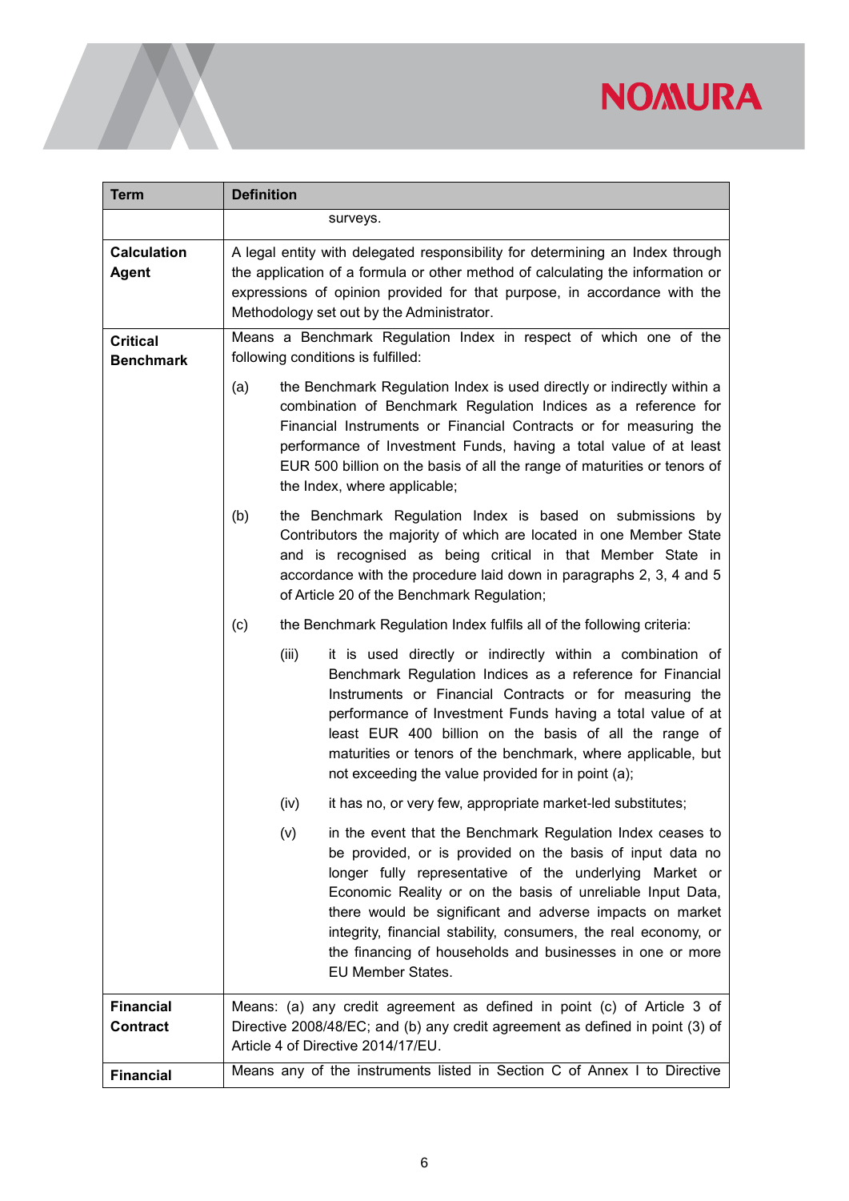| Term | Definition |
|---|---|
| | surveys. |
| **Calculation Agent** | A legal entity with delegated responsibility for determining an Index through the application of a formula or other method of calculating the information or expressions of opinion provided for that purpose, in accordance with the Methodology set out by the Administrator. |
| **Critical Benchmark** | Means a Benchmark Regulation Index in respect of which one of the following conditions is fulfilled:<br><br>(a) the Benchmark Regulation Index is used directly or indirectly within a combination of Benchmark Regulation Indices as a reference for Financial Instruments or Financial Contracts or for measuring the performance of Investment Funds, having a total value of at least EUR 500 billion on the basis of all the range of maturities or tenors of the Index, where applicable;<br><br>(b) the Benchmark Regulation Index is based on submissions by Contributors the majority of which are located in one Member State and is recognised as being critical in that Member State in accordance with the procedure laid down in paragraphs 2, 3, 4 and 5 of Article 20 of the Benchmark Regulation;<br><br>(c) the Benchmark Regulation Index fulfils all of the following criteria:<br><br>(iii) it is used directly or indirectly within a combination of Benchmark Regulation Indices as a reference for Financial Instruments or Financial Contracts or for measuring the performance of Investment Funds having a total value of at least EUR 400 billion on the basis of all the range of maturities or tenors of the benchmark, where applicable, but not exceeding the value provided for in point (a);<br><br>(iv) it has no, or very few, appropriate market-led substitutes;<br><br>(v) in the event that the Benchmark Regulation Index ceases to be provided, or is provided on the basis of input data no longer fully representative of the underlying Market or Economic Reality or on the basis of unreliable Input Data, there would be significant and adverse impacts on market integrity, financial stability, consumers, the real economy, or the financing of households and businesses in one or more EU Member States. |
| **Financial Contract** | Means: (a) any credit agreement as defined in point (c) of Article 3 of Directive 2008/48/EC; and (b) any credit agreement as defined in point (3) of Article 4 of Directive 2014/17/EU. |
| **Financial** | Means any of the instruments listed in Section C of Annex I to Directive |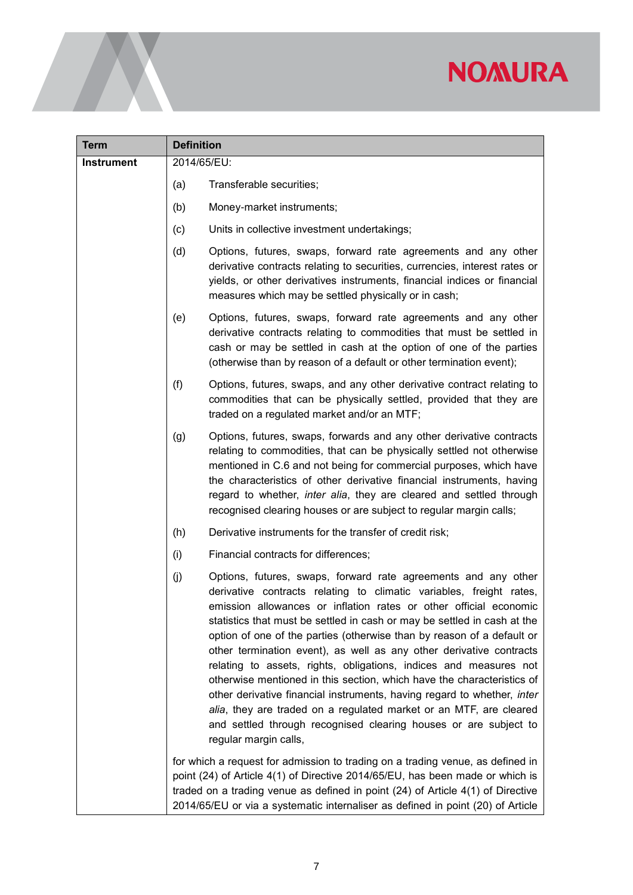| Term | Definition |
|---|---|
| **Instrument** | 2014/65/EU:<br><br>(a) Transferable securities;<br><br>(b) Money-market instruments;<br><br>(c) Units in collective investment undertakings;<br><br>(d) Options, futures, swaps, forward rate agreements and any other derivative contracts relating to securities, currencies, interest rates or yields, or other derivatives instruments, financial indices or financial measures which may be settled physically or in cash;<br><br>(e) Options, futures, swaps, forward rate agreements and any other derivative contracts relating to commodities that must be settled in cash or may be settled in cash at the option of one of the parties (otherwise than by reason of a default or other termination event);<br><br>(f) Options, futures, swaps, and any other derivative contract relating to commodities that can be physically settled, provided that they are traded on a regulated market and/or an MTF;<br><br>(g) Options, futures, swaps, forwards and any other derivative contracts relating to commodities, that can be physically settled not otherwise mentioned in C.6 and not being for commercial purposes, which have the characteristics of other derivative financial instruments, having regard to whether, *inter alia*, they are cleared and settled through recognised clearing houses or are subject to regular margin calls;<br><br>(h) Derivative instruments for the transfer of credit risk;<br><br>(i) Financial contracts for differences;<br><br>(j) Options, futures, swaps, forward rate agreements and any other derivative contracts relating to climatic variables, freight rates, emission allowances or inflation rates or other official economic statistics that must be settled in cash or may be settled in cash at the option of one of the parties (otherwise than by reason of a default or other termination event), as well as any other derivative contracts relating to assets, rights, obligations, indices and measures not otherwise mentioned in this section, which have the characteristics of other derivative financial instruments, having regard to whether, *inter alia*, they are traded on a regulated market or an MTF, are cleared and settled through recognised clearing houses or are subject to regular margin calls,<br><br>for which a request for admission to trading on a trading venue, as defined in point (24) of Article 4(1) of Directive 2014/65/EU, has been made or which is traded on a trading venue as defined in point (24) of Article 4(1) of Directive 2014/65/EU or via a systematic internaliser as defined in point (20) of Article |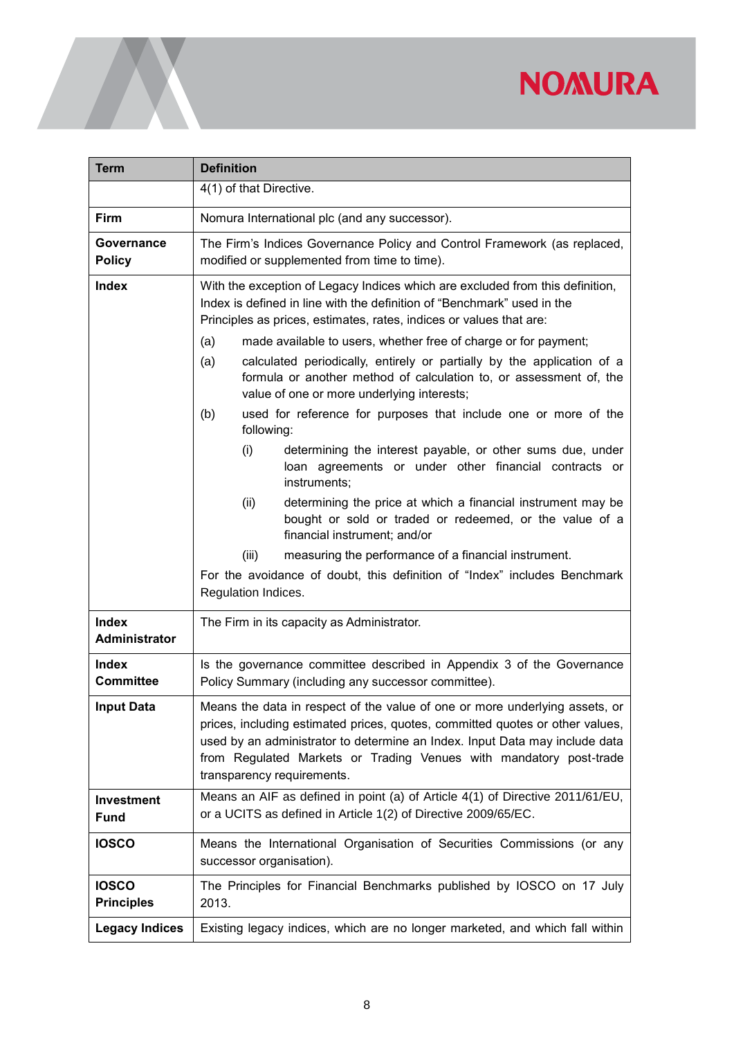| Term | Definition |
|---|---|
| | 4(1) of that Directive. |
| **Firm** | Nomura International plc (and any successor). |
| **Governance Policy** | The Firm's Indices Governance Policy and Control Framework (as replaced, modified or supplemented from time to time). |
| **Index** | With the exception of Legacy Indices which are excluded from this definition, Index is defined in line with the definition of "Benchmark" used in the Principles as prices, estimates, rates, indices or values that are:<br>(a) made available to users, whether free of charge or for payment;<br>(a) calculated periodically, entirely or partially by the application of a formula or another method of calculation to, or assessment of, the value of one or more underlying interests;<br>(b) used for reference for purposes that include one or more of the following:<br>(i) determining the interest payable, or other sums due, under loan agreements or under other financial contracts or instruments;<br>(ii) determining the price at which a financial instrument may be bought or sold or traded or redeemed, or the value of a financial instrument; and/or<br>(iii) measuring the performance of a financial instrument.<br>For the avoidance of doubt, this definition of "Index" includes Benchmark Regulation Indices. |
| **Index Administrator** | The Firm in its capacity as Administrator. |
| **Index Committee** | Is the governance committee described in Appendix 3 of the Governance Policy Summary (including any successor committee). |
| **Input Data** | Means the data in respect of the value of one or more underlying assets, or prices, including estimated prices, quotes, committed quotes or other values, used by an administrator to determine an Index. Input Data may include data from Regulated Markets or Trading Venues with mandatory post-trade transparency requirements. |
| **Investment Fund** | Means an AIF as defined in point (a) of Article 4(1) of Directive 2011/61/EU, or a UCITS as defined in Article 1(2) of Directive 2009/65/EC. |
| **IOSCO** | Means the International Organisation of Securities Commissions (or any successor organisation). |
| **IOSCO Principles** | The Principles for Financial Benchmarks published by IOSCO on 17 July 2013. |
| **Legacy Indices** | Existing legacy indices, which are no longer marketed, and which fall within |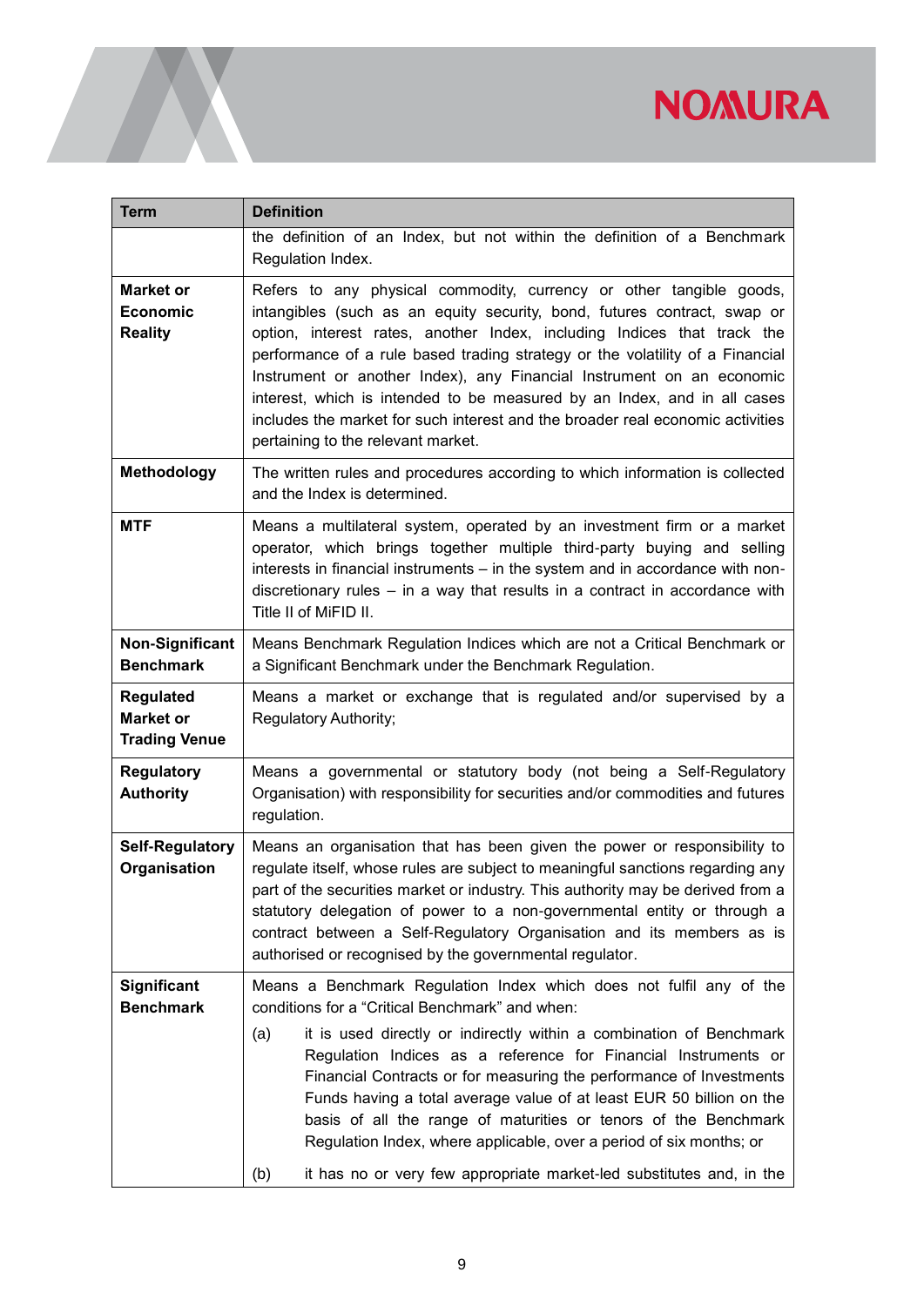| Term | Definition |
|---|---|
| | the definition of an Index, but not within the definition of a Benchmark Regulation Index. |
| **Market or Economic Reality** | Refers to any physical commodity, currency or other tangible goods, intangibles (such as an equity security, bond, futures contract, swap or option, interest rates, another Index, including Indices that track the performance of a rule based trading strategy or the volatility of a Financial Instrument or another Index), any Financial Instrument on an economic interest, which is intended to be measured by an Index, and in all cases includes the market for such interest and the broader real economic activities pertaining to the relevant market. |
| **Methodology** | The written rules and procedures according to which information is collected and the Index is determined. |
| **MTF** | Means a multilateral system, operated by an investment firm or a market operator, which brings together multiple third-party buying and selling interests in financial instruments – in the system and in accordance with non-discretionary rules – in a way that results in a contract in accordance with Title II of MiFID II. |
| **Non-Significant Benchmark** | Means Benchmark Regulation Indices which are not a Critical Benchmark or a Significant Benchmark under the Benchmark Regulation. |
| **Regulated Market or Trading Venue** | Means a market or exchange that is regulated and/or supervised by a Regulatory Authority; |
| **Regulatory Authority** | Means a governmental or statutory body (not being a Self-Regulatory Organisation) with responsibility for securities and/or commodities and futures regulation. |
| **Self-Regulatory Organisation** | Means an organisation that has been given the power or responsibility to regulate itself, whose rules are subject to meaningful sanctions regarding any part of the securities market or industry. This authority may be derived from a statutory delegation of power to a non-governmental entity or through a contract between a Self-Regulatory Organisation and its members as is authorised or recognised by the governmental regulator. |
| **Significant Benchmark** | Means a Benchmark Regulation Index which does not fulfil any of the conditions for a "Critical Benchmark" and when:<br><br>(a) it is used directly or indirectly within a combination of Benchmark Regulation Indices as a reference for Financial Instruments or Financial Contracts or for measuring the performance of Investments Funds having a total average value of at least EUR 50 billion on the basis of all the range of maturities or tenors of the Benchmark Regulation Index, where applicable, over a period of six months; or<br><br>(b) it has no or very few appropriate market-led substitutes and, in the |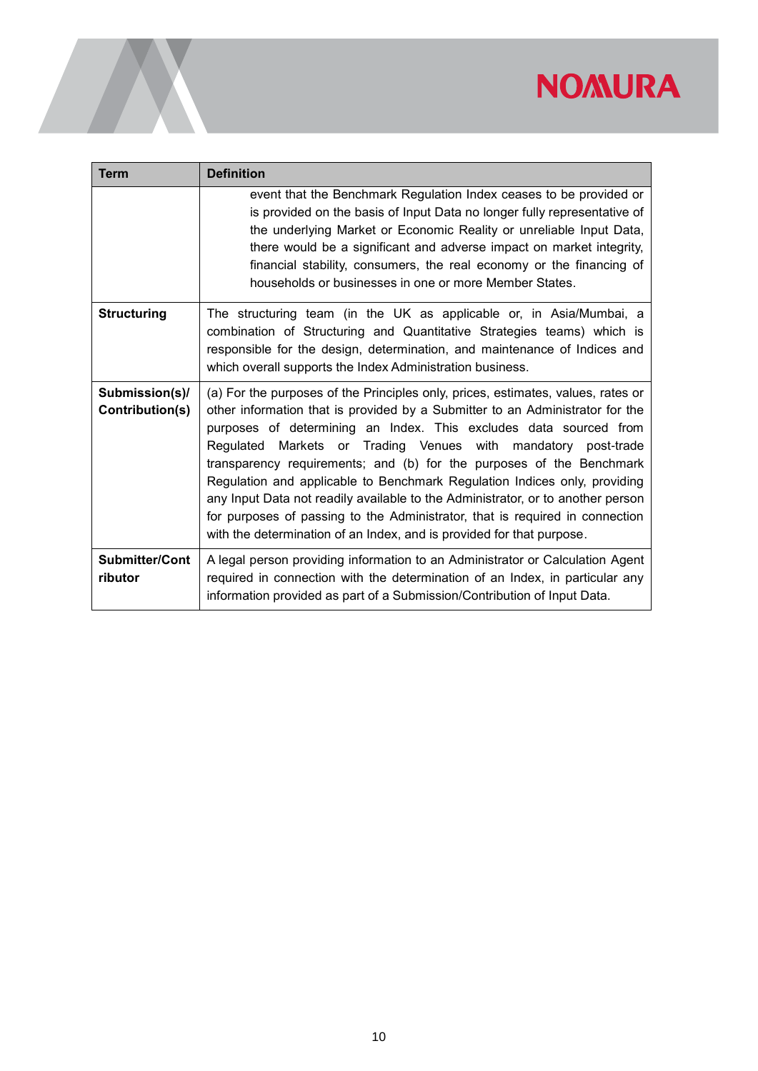| Term | Definition |
|---|---|
| | event that the Benchmark Regulation Index ceases to be provided or is provided on the basis of Input Data no longer fully representative of the underlying Market or Economic Reality or unreliable Input Data, there would be a significant and adverse impact on market integrity, financial stability, consumers, the real economy or the financing of households or businesses in one or more Member States. |
| **Structuring** | The structuring team (in the UK as applicable or, in Asia/Mumbai, a combination of Structuring and Quantitative Strategies teams) which is responsible for the design, determination, and maintenance of Indices and which overall supports the Index Administration business. |
| **Submission(s)/ Contribution(s)** | (a) For the purposes of the Principles only, prices, estimates, values, rates or other information that is provided by a Submitter to an Administrator for the purposes of determining an Index. This excludes data sourced from Regulated Markets or Trading Venues with mandatory post-trade transparency requirements; and (b) for the purposes of the Benchmark Regulation and applicable to Benchmark Regulation Indices only, providing any Input Data not readily available to the Administrator, or to another person for purposes of passing to the Administrator, that is required in connection with the determination of an Index, and is provided for that purpose. |
| **Submitter/Contributor** | A legal person providing information to an Administrator or Calculation Agent required in connection with the determination of an Index, in particular any information provided as part of a Submission/Contribution of Input Data. |